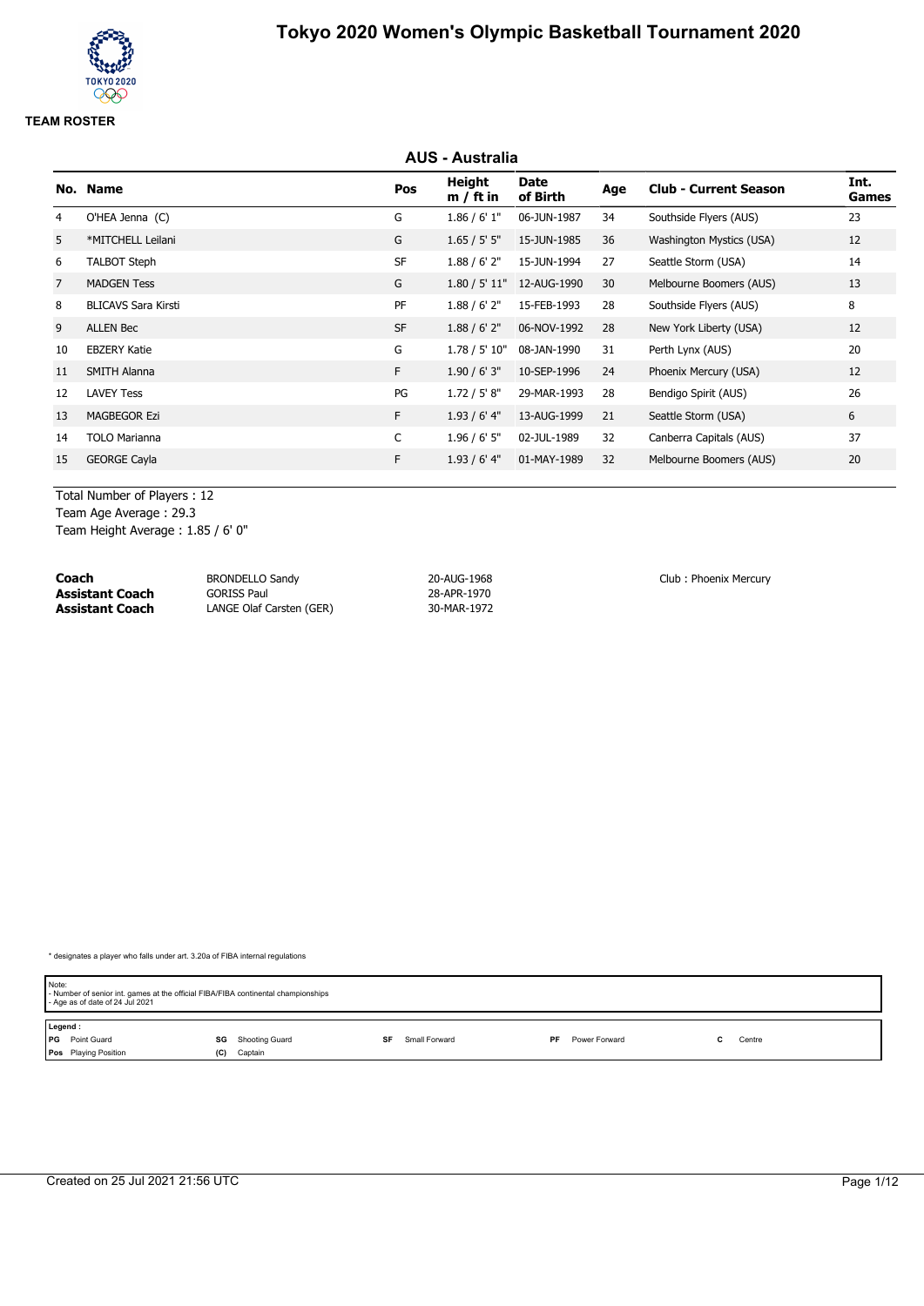# Tokyo 2020 Women's Olympic Basketball Tournament 2020

**TEAM ROSTER**

## AUS - Australia

| No. | Name | Pos | Height m / ft in | Date of Birth | Age | Club - Current Season | Int. Games |
|---|---|---|---|---|---|---|---|
| 4 | O'HEA Jenna (C) | G | 1.86 / 6' 1" | 06-JUN-1987 | 34 | Southside Flyers (AUS) | 23 |
| 5 | *MITCHELL Leilani | G | 1.65 / 5' 5" | 15-JUN-1985 | 36 | Washington Mystics (USA) | 12 |
| 6 | TALBOT Steph | SF | 1.88 / 6' 2" | 15-JUN-1994 | 27 | Seattle Storm (USA) | 14 |
| 7 | MADGEN Tess | G | 1.80 / 5' 11" | 12-AUG-1990 | 30 | Melbourne Boomers (AUS) | 13 |
| 8 | BLICAVS Sara Kirsti | PF | 1.88 / 6' 2" | 15-FEB-1993 | 28 | Southside Flyers (AUS) | 8 |
| 9 | ALLEN Bec | SF | 1.88 / 6' 2" | 06-NOV-1992 | 28 | New York Liberty (USA) | 12 |
| 10 | EBZERY Katie | G | 1.78 / 5' 10" | 08-JAN-1990 | 31 | Perth Lynx (AUS) | 20 |
| 11 | SMITH Alanna | F | 1.90 / 6' 3" | 10-SEP-1996 | 24 | Phoenix Mercury (USA) | 12 |
| 12 | LAVEY Tess | PG | 1.72 / 5' 8" | 29-MAR-1993 | 28 | Bendigo Spirit (AUS) | 26 |
| 13 | MAGBEGOR Ezi | F | 1.93 / 6' 4" | 13-AUG-1999 | 21 | Seattle Storm (USA) | 6 |
| 14 | TOLO Marianna | C | 1.96 / 6' 5" | 02-JUL-1989 | 32 | Canberra Capitals (AUS) | 37 |
| 15 | GEORGE Cayla | F | 1.93 / 6' 4" | 01-MAY-1989 | 32 | Melbourne Boomers (AUS) | 20 |

Total Number of Players : 12
Team Age Average : 29.3
Team Height Average : 1.85 / 6' 0"

| | | | |
|---|---|---|---|
| **Coach** | BRONDELLO Sandy | 20-AUG-1968 | Club : Phoenix Mercury |
| **Assistant Coach** | GORISS Paul | 28-APR-1970 | |
| **Assistant Coach** | LANGE Olaf Carsten (GER) | 30-MAR-1972 | |

* designates a player who falls under art. 3.20a of FIBA internal regulations

Note:
- Number of senior int. games at the official FIBA/FIBA continental championships
- Age as of date of 24 Jul 2021

Legend :

| | | | | | | | | | |
|---|---|---|---|---|---|---|---|---|---|
| **PG** | Point Guard | **SG** | Shooting Guard | **SF** | Small Forward | **PF** | Power Forward | **C** | Centre |
| **Pos** | Playing Position | **(C)** | Captain | | | | | | |

Created on 25 Jul 2021 21:56 UTC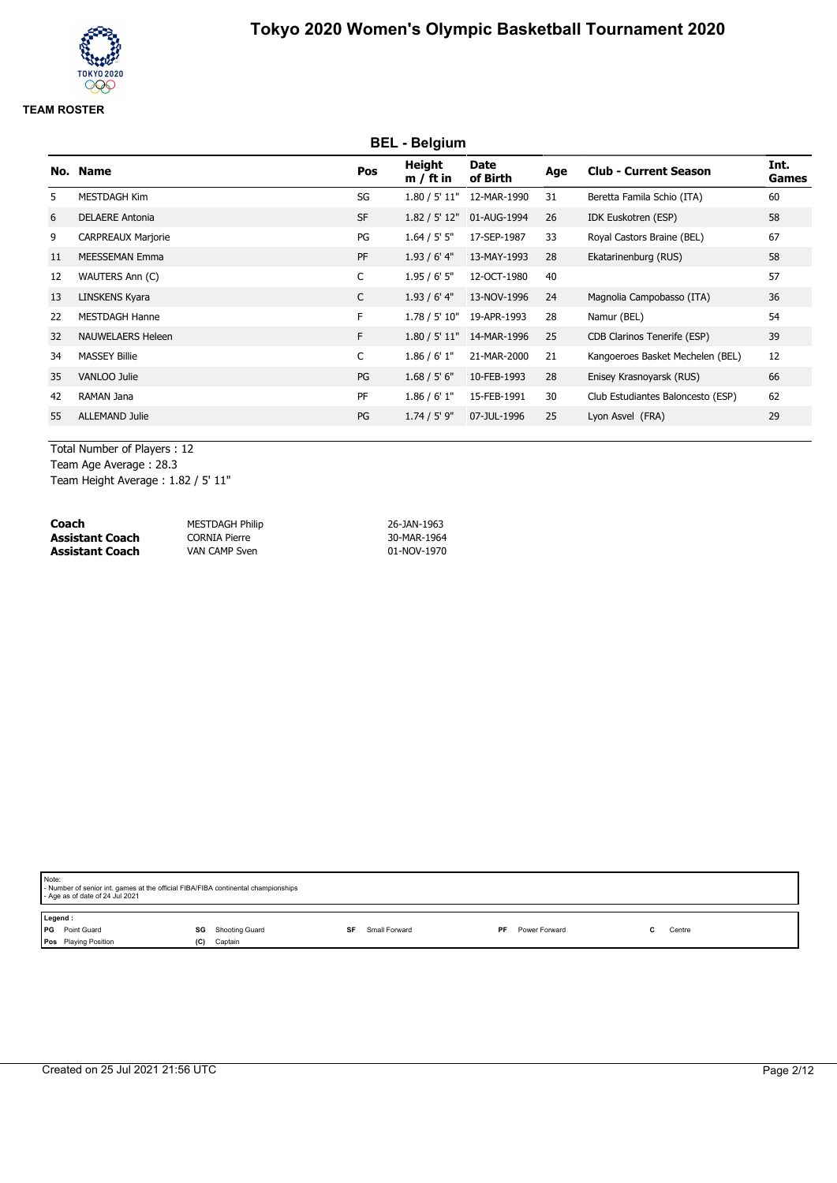# Tokyo 2020 Women's Olympic Basketball Tournament 2020

**TEAM ROSTER**

## BEL - Belgium

| No. | Name | Pos | Height m / ft in | Date of Birth | Age | Club - Current Season | Int. Games |
|---|---|---|---|---|---|---|---|
| 5 | MESTDAGH Kim | SG | 1.80 / 5' 11" | 12-MAR-1990 | 31 | Beretta Famila Schio (ITA) | 60 |
| 6 | DELAERE Antonia | SF | 1.82 / 5' 12" | 01-AUG-1994 | 26 | IDK Euskotren (ESP) | 58 |
| 9 | CARPREAUX Marjorie | PG | 1.64 / 5' 5" | 17-SEP-1987 | 33 | Royal Castors Braine (BEL) | 67 |
| 11 | MEESSEMAN Emma | PF | 1.93 / 6' 4" | 13-MAY-1993 | 28 | Ekatarinenburg (RUS) | 58 |
| 12 | WAUTERS Ann (C) | C | 1.95 / 6' 5" | 12-OCT-1980 | 40 | | 57 |
| 13 | LINSKENS Kyara | C | 1.93 / 6' 4" | 13-NOV-1996 | 24 | Magnolia Campobasso (ITA) | 36 |
| 22 | MESTDAGH Hanne | F | 1.78 / 5' 10" | 19-APR-1993 | 28 | Namur (BEL) | 54 |
| 32 | NAUWELAERS Heleen | F | 1.80 / 5' 11" | 14-MAR-1996 | 25 | CDB Clarinos Tenerife (ESP) | 39 |
| 34 | MASSEY Billie | C | 1.86 / 6' 1" | 21-MAR-2000 | 21 | Kangoeroes Basket Mechelen (BEL) | 12 |
| 35 | VANLOO Julie | PG | 1.68 / 5' 6" | 10-FEB-1993 | 28 | Enisey Krasnoyarsk (RUS) | 66 |
| 42 | RAMAN Jana | PF | 1.86 / 6' 1" | 15-FEB-1991 | 30 | Club Estudiantes Baloncesto (ESP) | 62 |
| 55 | ALLEMAND Julie | PG | 1.74 / 5' 9" | 07-JUL-1996 | 25 | Lyon Asvel (FRA) | 29 |

Total Number of Players : 12
Team Age Average : 28.3
Team Height Average : 1.82 / 5' 11"

| | | |
|---|---|---|
| **Coach** | MESTDAGH Philip | 26-JAN-1963 |
| **Assistant Coach** | CORNIA Pierre | 30-MAR-1964 |
| **Assistant Coach** | VAN CAMP Sven | 01-NOV-1970 |

Note:
- Number of senior int. games at the official FIBA/FIBA continental championships
- Age as of date of 24 Jul 2021

Legend :
- PG Point Guard
- SG Shooting Guard
- SF Small Forward
- PF Power Forward
- C Centre
- Pos Playing Position
- (C) Captain

Created on 25 Jul 2021 21:56 UTC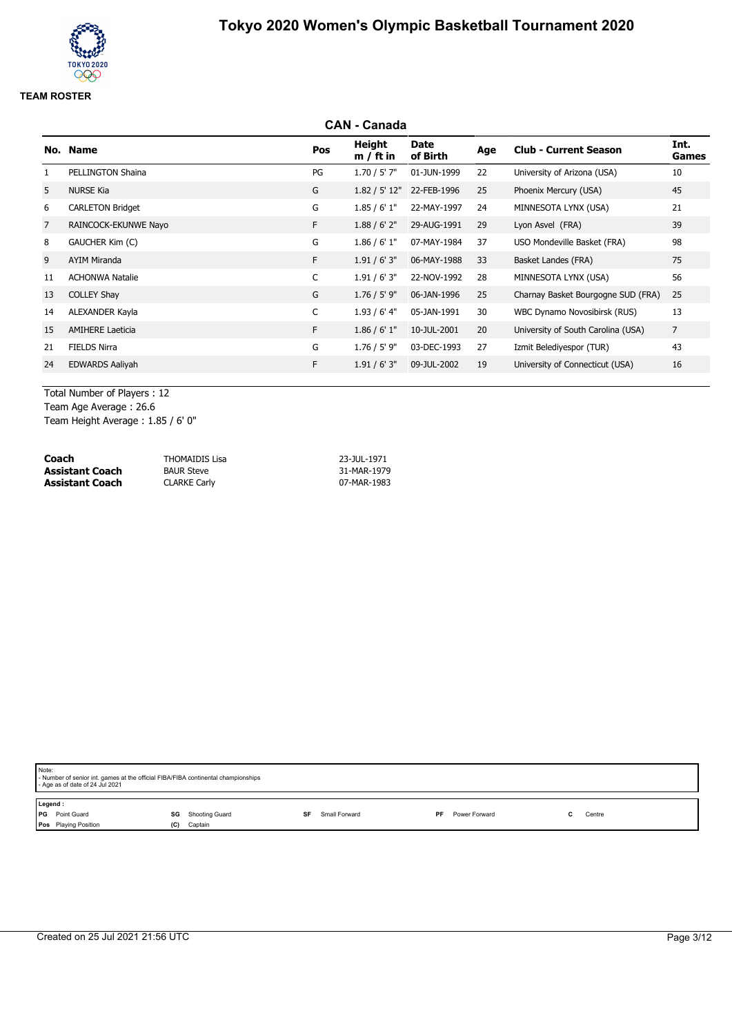# Tokyo 2020 Women's Olympic Basketball Tournament 2020

**TEAM ROSTER**

## CAN - Canada

| No. | Name | Pos | Height m / ft in | Date of Birth | Age | Club - Current Season | Int. Games |
|---|---|---|---|---|---|---|---|
| 1 | PELLINGTON Shaina | PG | 1.70 / 5' 7" | 01-JUN-1999 | 22 | University of Arizona (USA) | 10 |
| 5 | NURSE Kia | G | 1.82 / 5' 12" | 22-FEB-1996 | 25 | Phoenix Mercury (USA) | 45 |
| 6 | CARLETON Bridget | G | 1.85 / 6' 1" | 22-MAY-1997 | 24 | MINNESOTA LYNX (USA) | 21 |
| 7 | RAINCOCK-EKUNWE Nayo | F | 1.88 / 6' 2" | 29-AUG-1991 | 29 | Lyon Asvel (FRA) | 39 |
| 8 | GAUCHER Kim (C) | G | 1.86 / 6' 1" | 07-MAY-1984 | 37 | USO Mondeville Basket (FRA) | 98 |
| 9 | AYIM Miranda | F | 1.91 / 6' 3" | 06-MAY-1988 | 33 | Basket Landes (FRA) | 75 |
| 11 | ACHONWA Natalie | C | 1.91 / 6' 3" | 22-NOV-1992 | 28 | MINNESOTA LYNX (USA) | 56 |
| 13 | COLLEY Shay | G | 1.76 / 5' 9" | 06-JAN-1996 | 25 | Charnay Basket Bourgogne SUD (FRA) | 25 |
| 14 | ALEXANDER Kayla | C | 1.93 / 6' 4" | 05-JAN-1991 | 30 | WBC Dynamo Novosibirsk (RUS) | 13 |
| 15 | AMIHERE Laeticia | F | 1.86 / 6' 1" | 10-JUL-2001 | 20 | University of South Carolina (USA) | 7 |
| 21 | FIELDS Nirra | G | 1.76 / 5' 9" | 03-DEC-1993 | 27 | Izmit Belediyespor (TUR) | 43 |
| 24 | EDWARDS Aaliyah | F | 1.91 / 6' 3" | 09-JUL-2002 | 19 | University of Connecticut (USA) | 16 |

Total Number of Players : 12
Team Age Average : 26.6
Team Height Average : 1.85 / 6' 0"

| | | |
|---|---|---|
| **Coach** | THOMAIDIS Lisa | 23-JUL-1971 |
| **Assistant Coach** | BAUR Steve | 31-MAR-1979 |
| **Assistant Coach** | CLARKE Carly | 07-MAR-1983 |

Note:
- Number of senior int. games at the official FIBA/FIBA continental championships
- Age as of date of 24 Jul 2021

Legend :

| | | | | | | | | | |
|---|---|---|---|---|---|---|---|---|---|
| PG | Point Guard | SG | Shooting Guard | SF | Small Forward | PF | Power Forward | C | Centre |
| Pos | Playing Position | (C) | Captain | | | | | | |

Created on 25 Jul 2021 21:56 UTC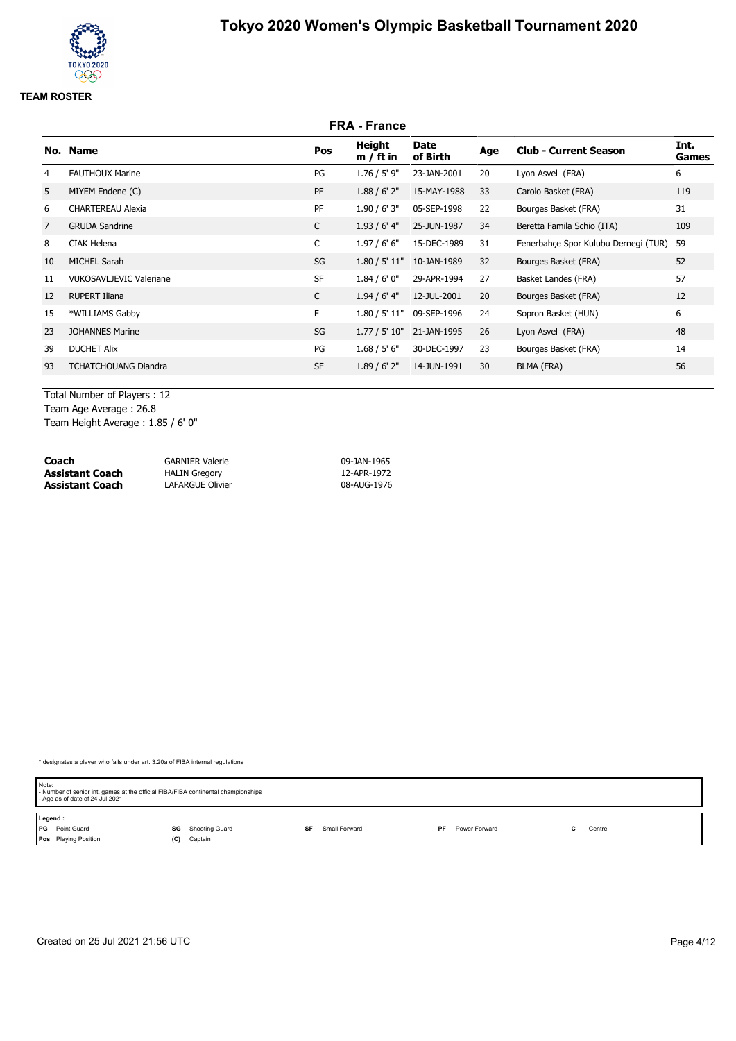# Tokyo 2020 Women's Olympic Basketball Tournament 2020

**TEAM ROSTER**

## FRA - France

| No. | Name | Pos | Height m / ft in | Date of Birth | Age | Club - Current Season | Int. Games |
|---|---|---|---|---|---|---|---|
| 4 | FAUTHOUX Marine | PG | 1.76 / 5' 9" | 23-JAN-2001 | 20 | Lyon Asvel (FRA) | 6 |
| 5 | MIYEM Endene (C) | PF | 1.88 / 6' 2" | 15-MAY-1988 | 33 | Carolo Basket (FRA) | 119 |
| 6 | CHARTEREAU Alexia | PF | 1.90 / 6' 3" | 05-SEP-1998 | 22 | Bourges Basket (FRA) | 31 |
| 7 | GRUDA Sandrine | C | 1.93 / 6' 4" | 25-JUN-1987 | 34 | Beretta Famila Schio (ITA) | 109 |
| 8 | CIAK Helena | C | 1.97 / 6' 6" | 15-DEC-1989 | 31 | Fenerbahçe Spor Kulubu Dernegi (TUR) | 59 |
| 10 | MICHEL Sarah | SG | 1.80 / 5' 11" | 10-JAN-1989 | 32 | Bourges Basket (FRA) | 52 |
| 11 | VUKOSAVLJEVIC Valeriane | SF | 1.84 / 6' 0" | 29-APR-1994 | 27 | Basket Landes (FRA) | 57 |
| 12 | RUPERT Iliana | C | 1.94 / 6' 4" | 12-JUL-2001 | 20 | Bourges Basket (FRA) | 12 |
| 15 | *WILLIAMS Gabby | F | 1.80 / 5' 11" | 09-SEP-1996 | 24 | Sopron Basket (HUN) | 6 |
| 23 | JOHANNES Marine | SG | 1.77 / 5' 10" | 21-JAN-1995 | 26 | Lyon Asvel (FRA) | 48 |
| 39 | DUCHET Alix | PG | 1.68 / 5' 6" | 30-DEC-1997 | 23 | Bourges Basket (FRA) | 14 |
| 93 | TCHATCHOUANG Diandra | SF | 1.89 / 6' 2" | 14-JUN-1991 | 30 | BLMA (FRA) | 56 |

Total Number of Players : 12
Team Age Average : 26.8
Team Height Average : 1.85 / 6' 0"

| | | |
|---|---|---|
| **Coach** | GARNIER Valerie | 09-JAN-1965 |
| **Assistant Coach** | HALIN Gregory | 12-APR-1972 |
| **Assistant Coach** | LAFARGUE Olivier | 08-AUG-1976 |

* designates a player who falls under art. 3.20a of FIBA internal regulations

Note:
- Number of senior int. games at the official FIBA/FIBA continental championships
- Age as of date of 24 Jul 2021

Legend :

| | | | | | | | | | |
|---|---|---|---|---|---|---|---|---|---|
| **PG** | Point Guard | **SG** | Shooting Guard | **SF** | Small Forward | **PF** | Power Forward | **C** | Centre |
| **Pos** | Playing Position | **(C)** | Captain | | | | | | |

Created on 25 Jul 2021 21:56 UTC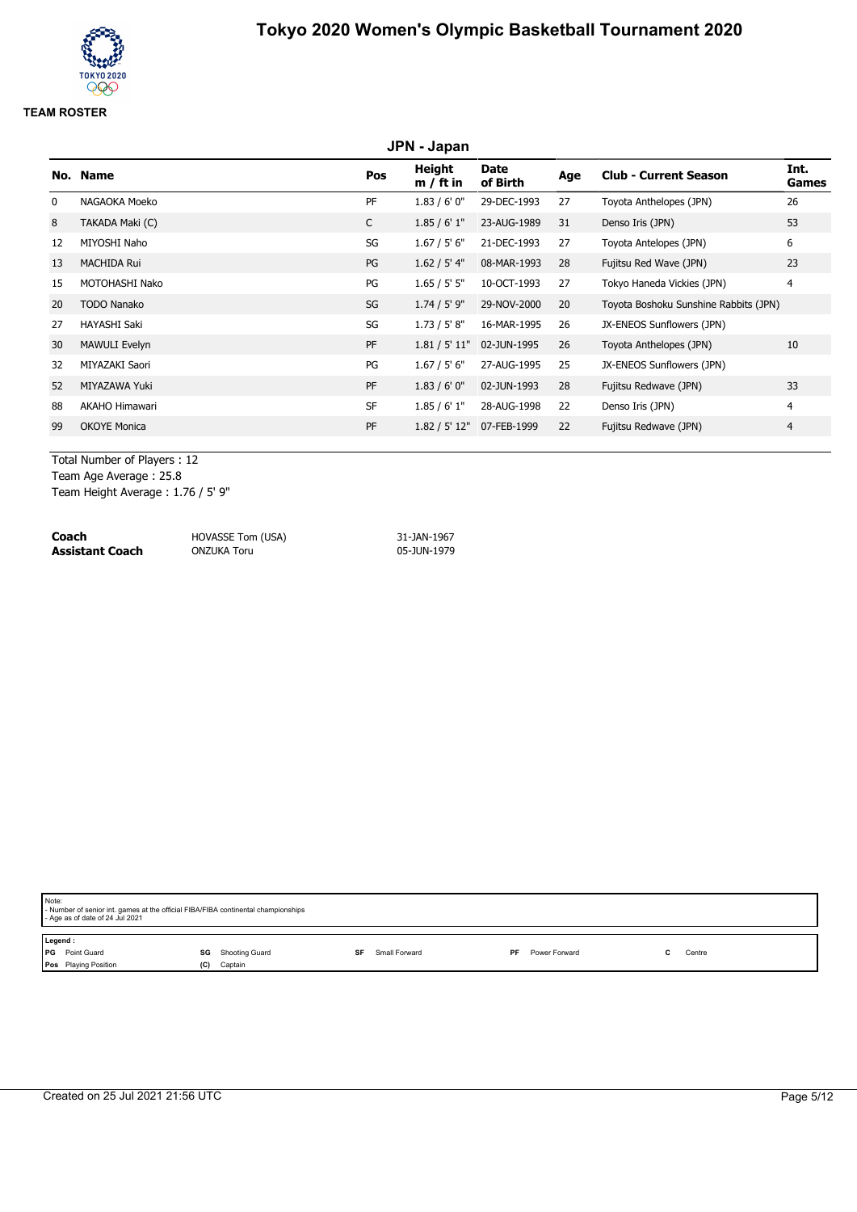# Tokyo 2020 Women's Olympic Basketball Tournament 2020

**TEAM ROSTER**

## JPN - Japan

| No. | Name | Pos | Height m / ft in | Date of Birth | Age | Club - Current Season | Int. Games |
|---|---|---|---|---|---|---|---|
| 0 | NAGAOKA Moeko | PF | 1.83 / 6' 0" | 29-DEC-1993 | 27 | Toyota Anthelopes (JPN) | 26 |
| 8 | TAKADA Maki (C) | C | 1.85 / 6' 1" | 23-AUG-1989 | 31 | Denso Iris (JPN) | 53 |
| 12 | MIYOSHI Naho | SG | 1.67 / 5' 6" | 21-DEC-1993 | 27 | Toyota Antelopes (JPN) | 6 |
| 13 | MACHIDA Rui | PG | 1.62 / 5' 4" | 08-MAR-1993 | 28 | Fujitsu Red Wave (JPN) | 23 |
| 15 | MOTOHASHI Nako | PG | 1.65 / 5' 5" | 10-OCT-1993 | 27 | Tokyo Haneda Vickies (JPN) | 4 |
| 20 | TODO Nanako | SG | 1.74 / 5' 9" | 29-NOV-2000 | 20 | Toyota Boshoku Sunshine Rabbits (JPN) | |
| 27 | HAYASHI Saki | SG | 1.73 / 5' 8" | 16-MAR-1995 | 26 | JX-ENEOS Sunflowers (JPN) | |
| 30 | MAWULI Evelyn | PF | 1.81 / 5' 11" | 02-JUN-1995 | 26 | Toyota Anthelopes (JPN) | 10 |
| 32 | MIYAZAKI Saori | PG | 1.67 / 5' 6" | 27-AUG-1995 | 25 | JX-ENEOS Sunflowers (JPN) | |
| 52 | MIYAZAWA Yuki | PF | 1.83 / 6' 0" | 02-JUN-1993 | 28 | Fujitsu Redwave (JPN) | 33 |
| 88 | AKAHO Himawari | SF | 1.85 / 6' 1" | 28-AUG-1998 | 22 | Denso Iris (JPN) | 4 |
| 99 | OKOYE Monica | PF | 1.82 / 5' 12" | 07-FEB-1999 | 22 | Fujitsu Redwave (JPN) | 4 |

Total Number of Players : 12
Team Age Average : 25.8
Team Height Average : 1.76 / 5' 9"

| | | |
|---|---|---|
| **Coach** | HOVASSE Tom (USA) | 31-JAN-1967 |
| **Assistant Coach** | ONZUKA Toru | 05-JUN-1979 |

Note:
- Number of senior int. games at the official FIBA/FIBA continental championships
- Age as of date of 24 Jul 2021

Legend :

| | | | | | | | | | |
|---|---|---|---|---|---|---|---|---|---|
| PG | Point Guard | SG | Shooting Guard | SF | Small Forward | PF | Power Forward | C | Centre |
| Pos | Playing Position | (C) | Captain | | | | | | |

Created on 25 Jul 2021 21:56 UTC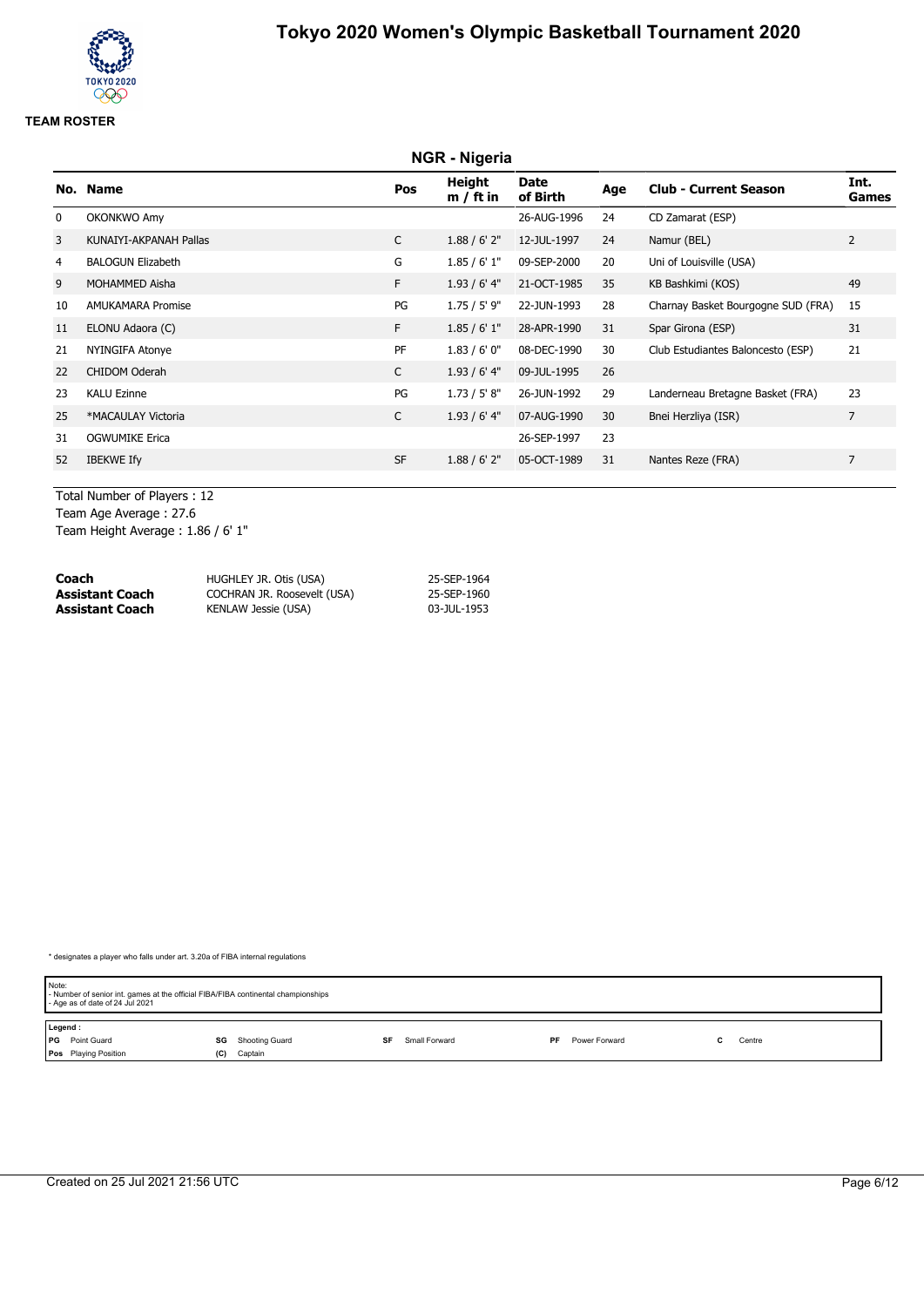# Tokyo 2020 Women's Olympic Basketball Tournament 2020

**TEAM ROSTER**

## NGR - Nigeria

| No. | Name | Pos | Height m / ft in | Date of Birth | Age | Club - Current Season | Int. Games |
|---|---|---|---|---|---|---|---|
| 0 | OKONKWO Amy | | | 26-AUG-1996 | 24 | CD Zamarat (ESP) | |
| 3 | KUNAIYI-AKPANAH Pallas | C | 1.88 / 6' 2" | 12-JUL-1997 | 24 | Namur (BEL) | 2 |
| 4 | BALOGUN Elizabeth | G | 1.85 / 6' 1" | 09-SEP-2000 | 20 | Uni of Louisville (USA) | |
| 9 | MOHAMMED Aisha | F | 1.93 / 6' 4" | 21-OCT-1985 | 35 | KB Bashkimi (KOS) | 49 |
| 10 | AMUKAMARA Promise | PG | 1.75 / 5' 9" | 22-JUN-1993 | 28 | Charnay Basket Bourgogne SUD (FRA) | 15 |
| 11 | ELONU Adaora (C) | F | 1.85 / 6' 1" | 28-APR-1990 | 31 | Spar Girona (ESP) | 31 |
| 21 | NYINGIFA Atonye | PF | 1.83 / 6' 0" | 08-DEC-1990 | 30 | Club Estudiantes Baloncesto (ESP) | 21 |
| 22 | CHIDOM Oderah | C | 1.93 / 6' 4" | 09-JUL-1995 | 26 | | |
| 23 | KALU Ezinne | PG | 1.73 / 5' 8" | 26-JUN-1992 | 29 | Landerneau Bretagne Basket (FRA) | 23 |
| 25 | *MACAULAY Victoria | C | 1.93 / 6' 4" | 07-AUG-1990 | 30 | Bnei Herzliya (ISR) | 7 |
| 31 | OGWUMIKE Erica | | | 26-SEP-1997 | 23 | | |
| 52 | IBEKWE Ify | SF | 1.88 / 6' 2" | 05-OCT-1989 | 31 | Nantes Reze (FRA) | 7 |

Total Number of Players : 12
Team Age Average : 27.6
Team Height Average : 1.86 / 6' 1"

| | | |
|---|---|---|
| **Coach** | HUGHLEY JR. Otis (USA) | 25-SEP-1964 |
| **Assistant Coach** | COCHRAN JR. Roosevelt (USA) | 25-SEP-1960 |
| **Assistant Coach** | KENLAW Jessie (USA) | 03-JUL-1953 |

\* designates a player who falls under art. 3.20a of FIBA internal regulations

Note:
- Number of senior int. games at the official FIBA/FIBA continental championships
- Age as of date of 24 Jul 2021

**Legend :**
**PG** Point Guard | **SG** Shooting Guard | **SF** Small Forward | **PF** Power Forward | **C** Centre
**Pos** Playing Position | **(C)** Captain

Created on 25 Jul 2021 21:56 UTC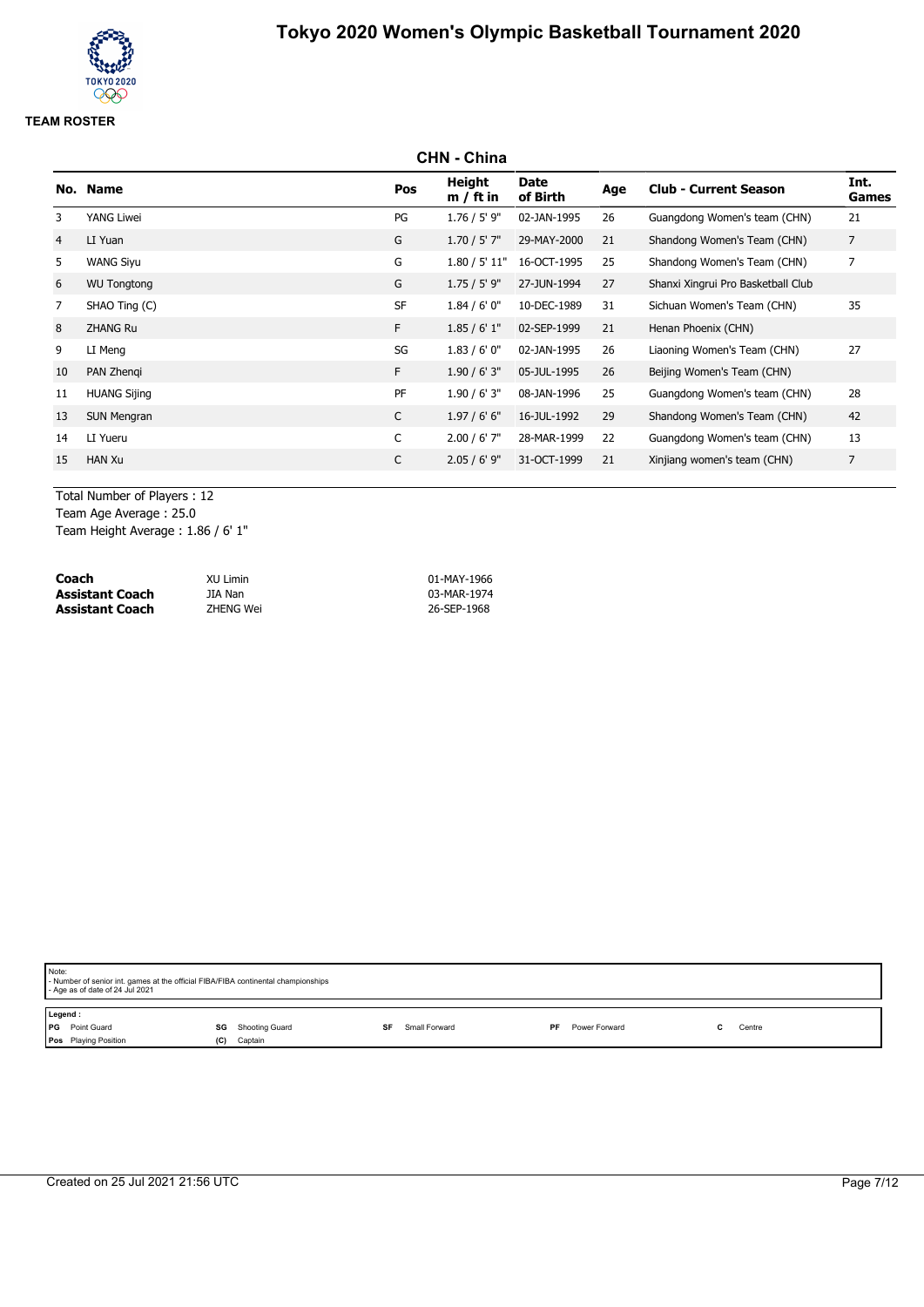# Tokyo 2020 Women's Olympic Basketball Tournament 2020

**TEAM ROSTER**

## CHN - China

| No. | Name | Pos | Height m / ft in | Date of Birth | Age | Club - Current Season | Int. Games |
|---|---|---|---|---|---|---|---|
| 3 | YANG Liwei | PG | 1.76 / 5' 9" | 02-JAN-1995 | 26 | Guangdong Women's team (CHN) | 21 |
| 4 | LI Yuan | G | 1.70 / 5' 7" | 29-MAY-2000 | 21 | Shandong Women's Team (CHN) | 7 |
| 5 | WANG Siyu | G | 1.80 / 5' 11" | 16-OCT-1995 | 25 | Shandong Women's Team (CHN) | 7 |
| 6 | WU Tongtong | G | 1.75 / 5' 9" | 27-JUN-1994 | 27 | Shanxi Xingrui Pro Basketball Club | |
| 7 | SHAO Ting (C) | SF | 1.84 / 6' 0" | 10-DEC-1989 | 31 | Sichuan Women's Team (CHN) | 35 |
| 8 | ZHANG Ru | F | 1.85 / 6' 1" | 02-SEP-1999 | 21 | Henan Phoenix (CHN) | |
| 9 | LI Meng | SG | 1.83 / 6' 0" | 02-JAN-1995 | 26 | Liaoning Women's Team (CHN) | 27 |
| 10 | PAN Zhenqi | F | 1.90 / 6' 3" | 05-JUL-1995 | 26 | Beijing Women's Team (CHN) | |
| 11 | HUANG Sijing | PF | 1.90 / 6' 3" | 08-JAN-1996 | 25 | Guangdong Women's team (CHN) | 28 |
| 13 | SUN Mengran | C | 1.97 / 6' 6" | 16-JUL-1992 | 29 | Shandong Women's Team (CHN) | 42 |
| 14 | LI Yueru | C | 2.00 / 6' 7" | 28-MAR-1999 | 22 | Guangdong Women's team (CHN) | 13 |
| 15 | HAN Xu | C | 2.05 / 6' 9" | 31-OCT-1999 | 21 | Xinjiang women's team (CHN) | 7 |

Total Number of Players : 12
Team Age Average : 25.0
Team Height Average : 1.86 / 6' 1"

| | | |
|---|---|---|
| **Coach** | XU Limin | 01-MAY-1966 |
| **Assistant Coach** | JIA Nan | 03-MAR-1974 |
| **Assistant Coach** | ZHENG Wei | 26-SEP-1968 |

Note:
- Number of senior int. games at the official FIBA/FIBA continental championships
- Age as of date of 24 Jul 2021

Legend :

| | | | | | | | | | |
|---|---|---|---|---|---|---|---|---|---|
| PG | Point Guard | SG | Shooting Guard | SF | Small Forward | PF | Power Forward | C | Centre |
| Pos | Playing Position | (C) | Captain | | | | | | |

Created on 25 Jul 2021 21:56 UTC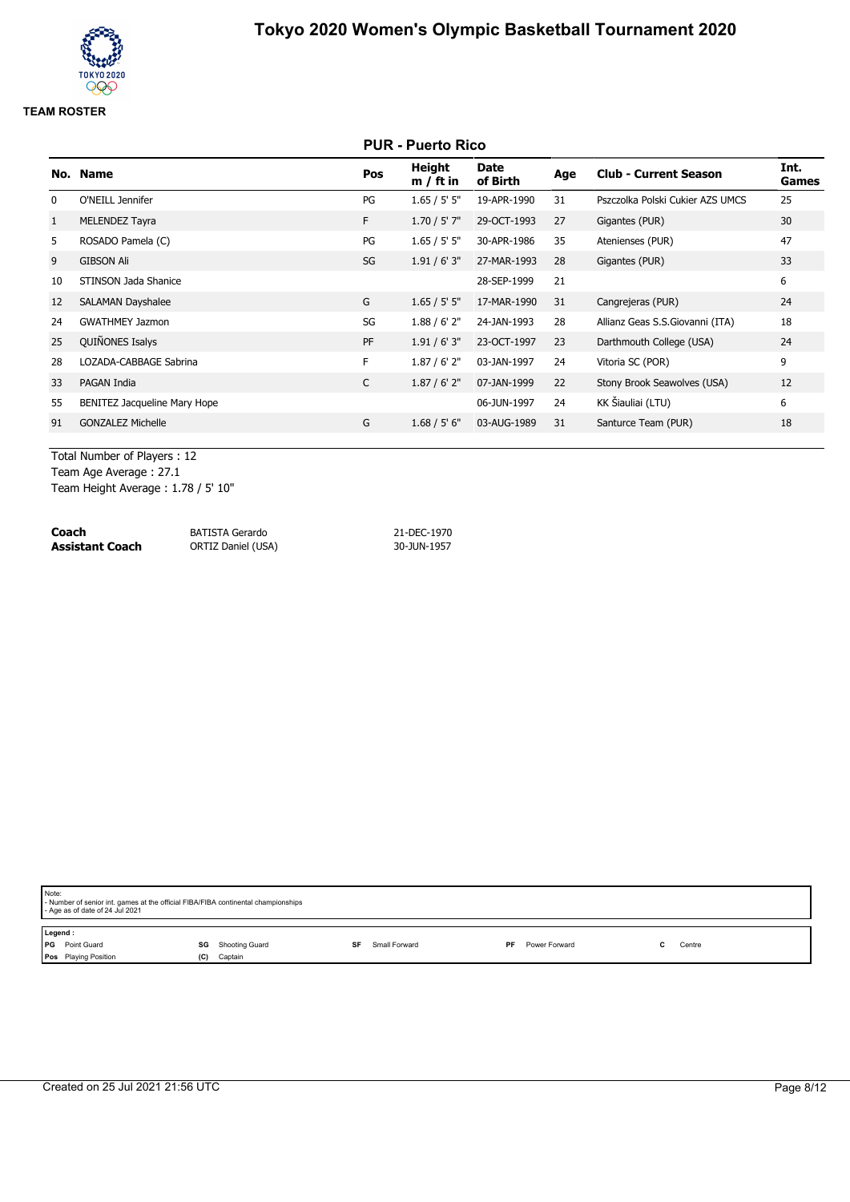# Tokyo 2020 Women's Olympic Basketball Tournament 2020

**TEAM ROSTER**

## PUR - Puerto Rico

| No. | Name | Pos | Height m / ft in | Date of Birth | Age | Club - Current Season | Int. Games |
|---|---|---|---|---|---|---|---|
| 0 | O'NEILL Jennifer | PG | 1.65 / 5' 5" | 19-APR-1990 | 31 | Pszczolka Polski Cukier AZS UMCS | 25 |
| 1 | MELENDEZ Tayra | F | 1.70 / 5' 7" | 29-OCT-1993 | 27 | Gigantes (PUR) | 30 |
| 5 | ROSADO Pamela (C) | PG | 1.65 / 5' 5" | 30-APR-1986 | 35 | Atenienses (PUR) | 47 |
| 9 | GIBSON Ali | SG | 1.91 / 6' 3" | 27-MAR-1993 | 28 | Gigantes (PUR) | 33 |
| 10 | STINSON Jada Shanice | | | 28-SEP-1999 | 21 | | 6 |
| 12 | SALAMAN Dayshalee | G | 1.65 / 5' 5" | 17-MAR-1990 | 31 | Cangrejeras (PUR) | 24 |
| 24 | GWATHMEY Jazmon | SG | 1.88 / 6' 2" | 24-JAN-1993 | 28 | Allianz Geas S.S.Giovanni (ITA) | 18 |
| 25 | QUIÑONES Isalys | PF | 1.91 / 6' 3" | 23-OCT-1997 | 23 | Darthmouth College (USA) | 24 |
| 28 | LOZADA-CABBAGE Sabrina | F | 1.87 / 6' 2" | 03-JAN-1997 | 24 | Vitoria SC (POR) | 9 |
| 33 | PAGAN India | C | 1.87 / 6' 2" | 07-JAN-1999 | 22 | Stony Brook Seawolves (USA) | 12 |
| 55 | BENITEZ Jacqueline Mary Hope | | | 06-JUN-1997 | 24 | KK Šiauliai (LTU) | 6 |
| 91 | GONZALEZ Michelle | G | 1.68 / 5' 6" | 03-AUG-1989 | 31 | Santurce Team (PUR) | 18 |

Total Number of Players : 12
Team Age Average : 27.1
Team Height Average : 1.78 / 5' 10"

| | | |
|---|---|---|
| **Coach** | BATISTA Gerardo | 21-DEC-1970 |
| **Assistant Coach** | ORTIZ Daniel (USA) | 30-JUN-1957 |

Note:
- Number of senior int. games at the official FIBA/FIBA continental championships
- Age as of date of 24 Jul 2021

Legend :

| | | | | | | | | | |
|---|---|---|---|---|---|---|---|---|---|
| PG | Point Guard | SG | Shooting Guard | SF | Small Forward | PF | Power Forward | C | Centre |
| Pos | Playing Position | (C) | Captain | | | | | | |

Created on 25 Jul 2021 21:56 UTC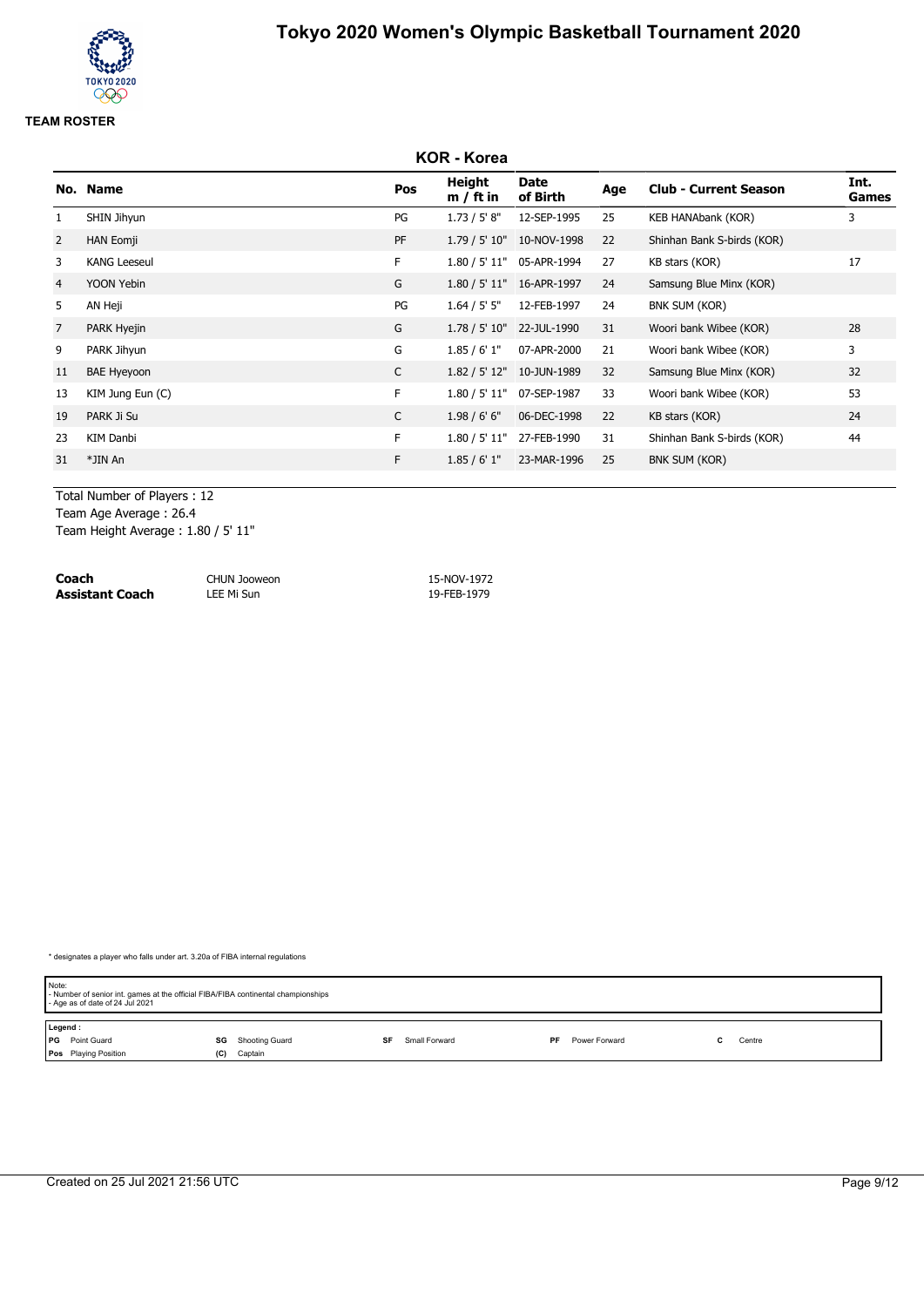# Tokyo 2020 Women's Olympic Basketball Tournament 2020

**TEAM ROSTER**

## KOR - Korea

| No. | Name | Pos | Height m / ft in | Date of Birth | Age | Club - Current Season | Int. Games |
|---|---|---|---|---|---|---|---|
| 1 | SHIN Jihyun | PG | 1.73 / 5' 8" | 12-SEP-1995 | 25 | KEB HANAbank (KOR) | 3 |
| 2 | HAN Eomji | PF | 1.79 / 5' 10" | 10-NOV-1998 | 22 | Shinhan Bank S-birds (KOR) | |
| 3 | KANG Leeseul | F | 1.80 / 5' 11" | 05-APR-1994 | 27 | KB stars (KOR) | 17 |
| 4 | YOON Yebin | G | 1.80 / 5' 11" | 16-APR-1997 | 24 | Samsung Blue Minx (KOR) | |
| 5 | AN Heji | PG | 1.64 / 5' 5" | 12-FEB-1997 | 24 | BNK SUM (KOR) | |
| 7 | PARK Hyejin | G | 1.78 / 5' 10" | 22-JUL-1990 | 31 | Woori bank Wibee (KOR) | 28 |
| 9 | PARK Jihyun | G | 1.85 / 6' 1" | 07-APR-2000 | 21 | Woori bank Wibee (KOR) | 3 |
| 11 | BAE Hyeyoon | C | 1.82 / 5' 12" | 10-JUN-1989 | 32 | Samsung Blue Minx (KOR) | 32 |
| 13 | KIM Jung Eun (C) | F | 1.80 / 5' 11" | 07-SEP-1987 | 33 | Woori bank Wibee (KOR) | 53 |
| 19 | PARK Ji Su | C | 1.98 / 6' 6" | 06-DEC-1998 | 22 | KB stars (KOR) | 24 |
| 23 | KIM Danbi | F | 1.80 / 5' 11" | 27-FEB-1990 | 31 | Shinhan Bank S-birds (KOR) | 44 |
| 31 | *JIN An | F | 1.85 / 6' 1" | 23-MAR-1996 | 25 | BNK SUM (KOR) | |

Total Number of Players : 12
Team Age Average : 26.4
Team Height Average : 1.80 / 5' 11"

| | | |
|---|---|---|
| **Coach** | CHUN Jooweon | 15-NOV-1972 |
| **Assistant Coach** | LEE Mi Sun | 19-FEB-1979 |

* designates a player who falls under art. 3.20a of FIBA internal regulations

Note:
- Number of senior int. games at the official FIBA/FIBA continental championships
- Age as of date of 24 Jul 2021

**Legend :**

| | | | | | | | | | |
|---|---|---|---|---|---|---|---|---|---|
| **PG** | Point Guard | **SG** | Shooting Guard | **SF** | Small Forward | **PF** | Power Forward | **C** | Centre |
| **Pos** | Playing Position | **(C)** | Captain | | | | | | |

Created on 25 Jul 2021 21:56 UTC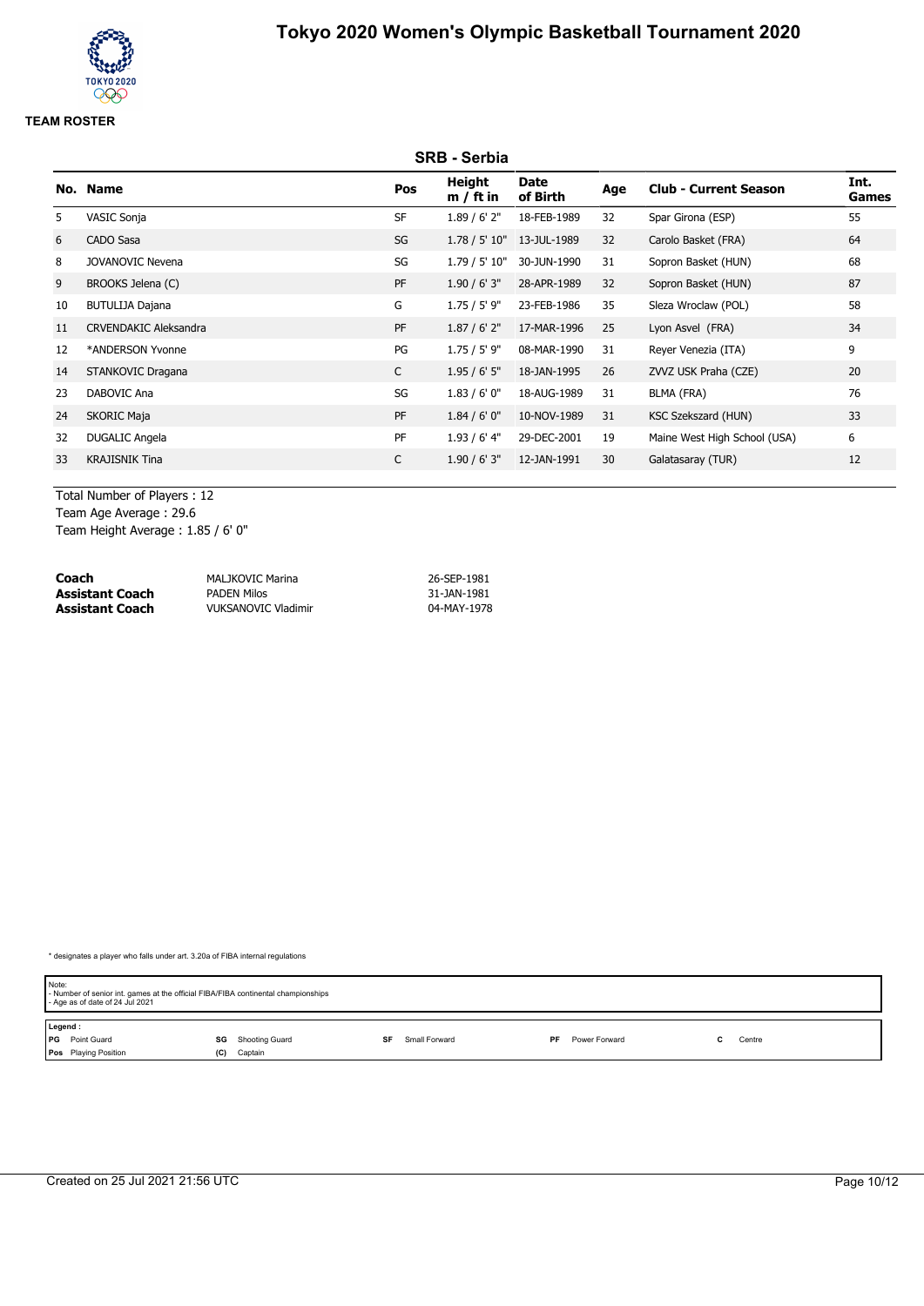# Tokyo 2020 Women's Olympic Basketball Tournament 2020

**TEAM ROSTER**

## SRB - Serbia

| No. | Name | Pos | Height m / ft in | Date of Birth | Age | Club - Current Season | Int. Games |
|---|---|---|---|---|---|---|---|
| 5 | VASIC Sonja | SF | 1.89 / 6' 2" | 18-FEB-1989 | 32 | Spar Girona (ESP) | 55 |
| 6 | CADO Sasa | SG | 1.78 / 5' 10" | 13-JUL-1989 | 32 | Carolo Basket (FRA) | 64 |
| 8 | JOVANOVIC Nevena | SG | 1.79 / 5' 10" | 30-JUN-1990 | 31 | Sopron Basket (HUN) | 68 |
| 9 | BROOKS Jelena (C) | PF | 1.90 / 6' 3" | 28-APR-1989 | 32 | Sopron Basket (HUN) | 87 |
| 10 | BUTULIJA Dajana | G | 1.75 / 5' 9" | 23-FEB-1986 | 35 | Sleza Wroclaw (POL) | 58 |
| 11 | CRVENDAKIC Aleksandra | PF | 1.87 / 6' 2" | 17-MAR-1996 | 25 | Lyon Asvel (FRA) | 34 |
| 12 | *ANDERSON Yvonne | PG | 1.75 / 5' 9" | 08-MAR-1990 | 31 | Reyer Venezia (ITA) | 9 |
| 14 | STANKOVIC Dragana | C | 1.95 / 6' 5" | 18-JAN-1995 | 26 | ZVVZ USK Praha (CZE) | 20 |
| 23 | DABOVIC Ana | SG | 1.83 / 6' 0" | 18-AUG-1989 | 31 | BLMA (FRA) | 76 |
| 24 | SKORIC Maja | PF | 1.84 / 6' 0" | 10-NOV-1989 | 31 | KSC Szekszard (HUN) | 33 |
| 32 | DUGALIC Angela | PF | 1.93 / 6' 4" | 29-DEC-2001 | 19 | Maine West High School (USA) | 6 |
| 33 | KRAJISNIK Tina | C | 1.90 / 6' 3" | 12-JAN-1991 | 30 | Galatasaray (TUR) | 12 |

Total Number of Players : 12
Team Age Average : 29.6
Team Height Average : 1.85 / 6' 0"

| | | |
|---|---|---|
| **Coach** | MALJKOVIC Marina | 26-SEP-1981 |
| **Assistant Coach** | PADEN Milos | 31-JAN-1981 |
| **Assistant Coach** | VUKSANOVIC Vladimir | 04-MAY-1978 |

* designates a player who falls under art. 3.20a of FIBA internal regulations

Note:
- Number of senior int. games at the official FIBA/FIBA continental championships
- Age as of date of 24 Jul 2021

**Legend :**
**PG** Point Guard | **SG** Shooting Guard | **SF** Small Forward | **PF** Power Forward | **C** Centre
**Pos** Playing Position | **(C)** Captain

Created on 25 Jul 2021 21:56 UTC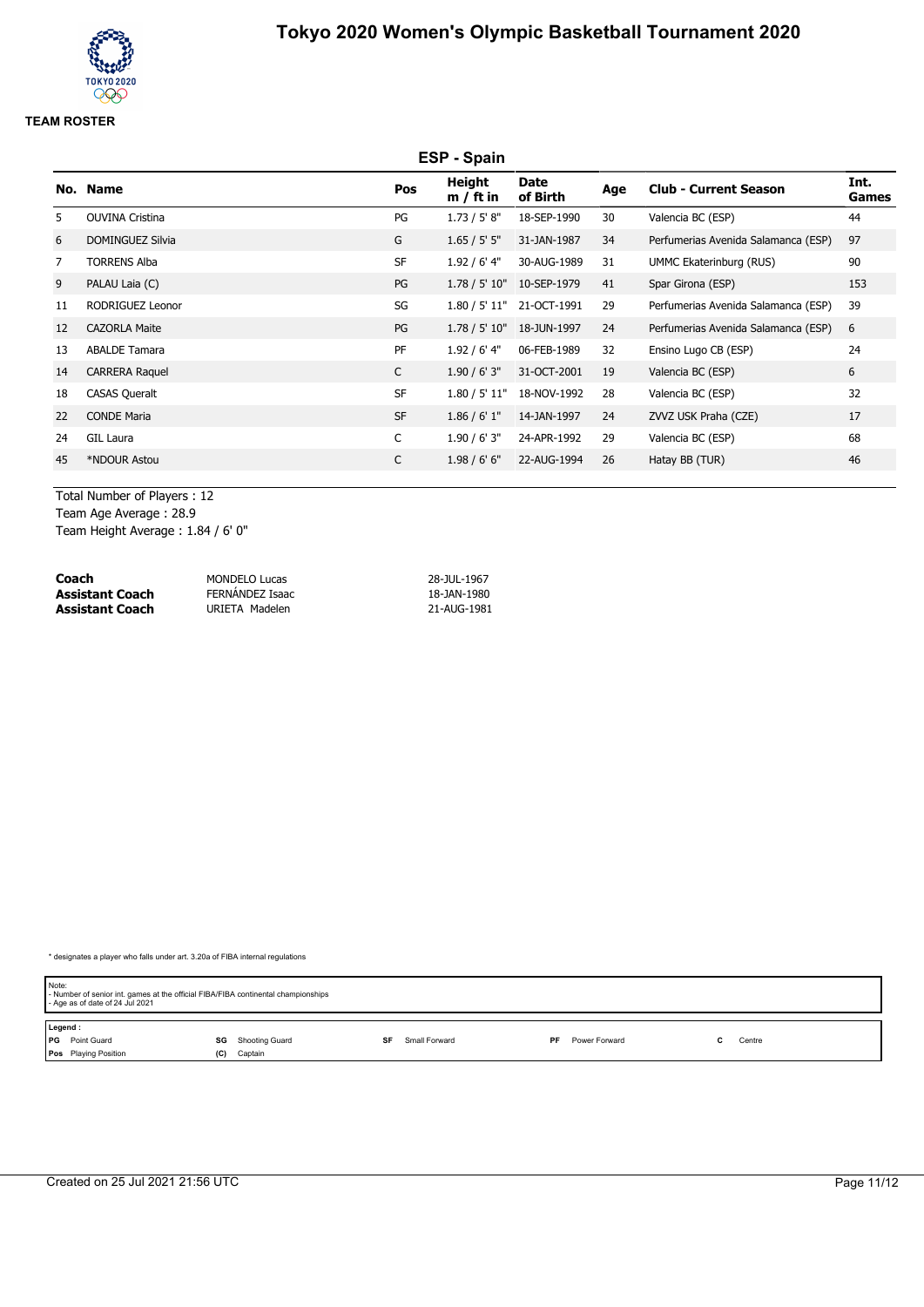# Tokyo 2020 Women's Olympic Basketball Tournament 2020

**TEAM ROSTER**

## ESP - Spain

| No. | Name | Pos | Height m / ft in | Date of Birth | Age | Club - Current Season | Int. Games |
|---|---|---|---|---|---|---|---|
| 5 | OUVINA Cristina | PG | 1.73 / 5' 8" | 18-SEP-1990 | 30 | Valencia BC (ESP) | 44 |
| 6 | DOMINGUEZ Silvia | G | 1.65 / 5' 5" | 31-JAN-1987 | 34 | Perfumerias Avenida Salamanca (ESP) | 97 |
| 7 | TORRENS Alba | SF | 1.92 / 6' 4" | 30-AUG-1989 | 31 | UMMC Ekaterinburg (RUS) | 90 |
| 9 | PALAU Laia (C) | PG | 1.78 / 5' 10" | 10-SEP-1979 | 41 | Spar Girona (ESP) | 153 |
| 11 | RODRIGUEZ Leonor | SG | 1.80 / 5' 11" | 21-OCT-1991 | 29 | Perfumerias Avenida Salamanca (ESP) | 39 |
| 12 | CAZORLA Maite | PG | 1.78 / 5' 10" | 18-JUN-1997 | 24 | Perfumerias Avenida Salamanca (ESP) | 6 |
| 13 | ABALDE Tamara | PF | 1.92 / 6' 4" | 06-FEB-1989 | 32 | Ensino Lugo CB (ESP) | 24 |
| 14 | CARRERA Raquel | C | 1.90 / 6' 3" | 31-OCT-2001 | 19 | Valencia BC (ESP) | 6 |
| 18 | CASAS Queralt | SF | 1.80 / 5' 11" | 18-NOV-1992 | 28 | Valencia BC (ESP) | 32 |
| 22 | CONDE Maria | SF | 1.86 / 6' 1" | 14-JAN-1997 | 24 | ZVVZ USK Praha (CZE) | 17 |
| 24 | GIL Laura | C | 1.90 / 6' 3" | 24-APR-1992 | 29 | Valencia BC (ESP) | 68 |
| 45 | *NDOUR Astou | C | 1.98 / 6' 6" | 22-AUG-1994 | 26 | Hatay BB (TUR) | 46 |

Total Number of Players : 12
Team Age Average : 28.9
Team Height Average : 1.84 / 6' 0"

| | | |
|---|---|---|
| **Coach** | MONDELO Lucas | 28-JUL-1967 |
| **Assistant Coach** | FERNÁNDEZ Isaac | 18-JAN-1980 |
| **Assistant Coach** | URIETA Madelen | 21-AUG-1981 |

* designates a player who falls under art. 3.20a of FIBA internal regulations

Note:
- Number of senior int. games at the official FIBA/FIBA continental championships
- Age as of date of 24 Jul 2021

Legend :

| | | | | | | | | | |
|---|---|---|---|---|---|---|---|---|---|
| PG | Point Guard | SG | Shooting Guard | SF | Small Forward | PF | Power Forward | C | Centre |
| Pos | Playing Position | (C) | Captain | | | | | | |

Created on 25 Jul 2021 21:56 UTC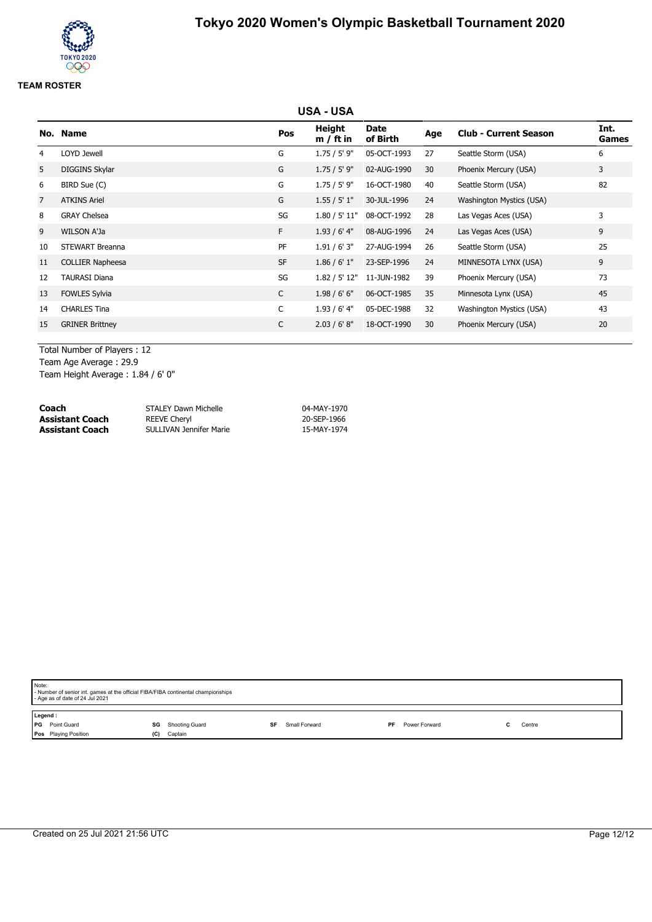# Tokyo 2020 Women's Olympic Basketball Tournament 2020

**TEAM ROSTER**

## USA - USA

| No. | Name | Pos | Height m / ft in | Date of Birth | Age | Club - Current Season | Int. Games |
|---|---|---|---|---|---|---|---|
| 4 | LOYD Jewell | G | 1.75 / 5' 9" | 05-OCT-1993 | 27 | Seattle Storm (USA) | 6 |
| 5 | DIGGINS Skylar | G | 1.75 / 5' 9" | 02-AUG-1990 | 30 | Phoenix Mercury (USA) | 3 |
| 6 | BIRD Sue (C) | G | 1.75 / 5' 9" | 16-OCT-1980 | 40 | Seattle Storm (USA) | 82 |
| 7 | ATKINS Ariel | G | 1.55 / 5' 1" | 30-JUL-1996 | 24 | Washington Mystics (USA) | |
| 8 | GRAY Chelsea | SG | 1.80 / 5' 11" | 08-OCT-1992 | 28 | Las Vegas Aces (USA) | 3 |
| 9 | WILSON A'Ja | F | 1.93 / 6' 4" | 08-AUG-1996 | 24 | Las Vegas Aces (USA) | 9 |
| 10 | STEWART Breanna | PF | 1.91 / 6' 3" | 27-AUG-1994 | 26 | Seattle Storm (USA) | 25 |
| 11 | COLLIER Napheesa | SF | 1.86 / 6' 1" | 23-SEP-1996 | 24 | MINNESOTA LYNX (USA) | 9 |
| 12 | TAURASI Diana | SG | 1.82 / 5' 12" | 11-JUN-1982 | 39 | Phoenix Mercury (USA) | 73 |
| 13 | FOWLES Sylvia | C | 1.98 / 6' 6" | 06-OCT-1985 | 35 | Minnesota Lynx (USA) | 45 |
| 14 | CHARLES Tina | C | 1.93 / 6' 4" | 05-DEC-1988 | 32 | Washington Mystics (USA) | 43 |
| 15 | GRINER Brittney | C | 2.03 / 6' 8" | 18-OCT-1990 | 30 | Phoenix Mercury (USA) | 20 |

Total Number of Players : 12
Team Age Average : 29.9
Team Height Average : 1.84 / 6' 0"

| | | |
|---|---|---|
| **Coach** | STALEY Dawn Michelle | 04-MAY-1970 |
| **Assistant Coach** | REEVE Cheryl | 20-SEP-1966 |
| **Assistant Coach** | SULLIVAN Jennifer Marie | 15-MAY-1974 |

Note:
- Number of senior int. games at the official FIBA/FIBA continental championships
- Age as of date of 24 Jul 2021

Legend :

| | | | | | | | | | |
|---|---|---|---|---|---|---|---|---|---|
| PG | Point Guard | SG | Shooting Guard | SF | Small Forward | PF | Power Forward | C | Centre |
| Pos | Playing Position | (C) | Captain | | | | | | |

Created on 25 Jul 2021 21:56 UTC